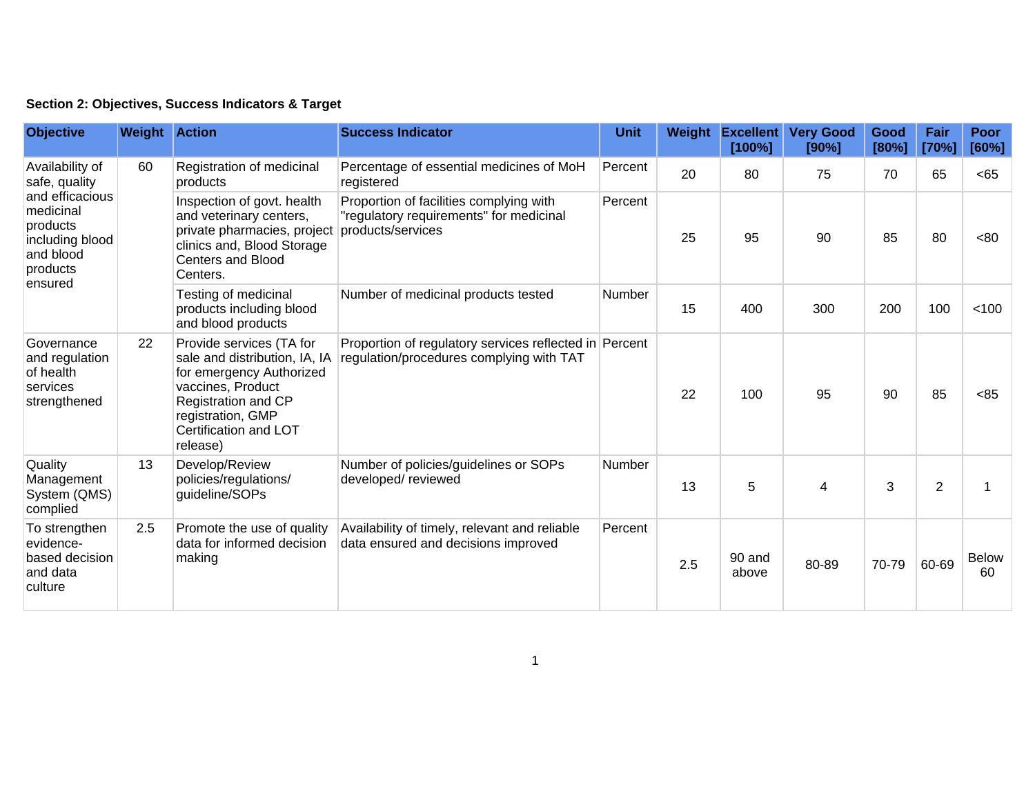**Section 2: Objectives, Success Indicators & Target**

| Objective | Weight | Action | Success Indicator | Unit | Weight | Excellent [100%] | Very Good [90%] | Good [80%] | Fair [70%] | Poor [60%] |
|---|---|---|---|---|---|---|---|---|---|---|
| Availability of safe, quality and efficacious medicinal products including blood and blood products ensured | 60 | Registration of medicinal products | Percentage of essential medicines of MoH registered | Percent | 20 | 80 | 75 | 70 | 65 | <65 |
| | | Inspection of govt. health and veterinary centers, private pharmacies, project clinics and, Blood Storage Centers and Blood Centers. | Proportion of facilities complying with "regulatory requirements" for medicinal products/services | Percent | 25 | 95 | 90 | 85 | 80 | <80 |
| | | Testing of medicinal products including blood and blood products | Number of medicinal products tested | Number | 15 | 400 | 300 | 200 | 100 | <100 |
| Governance and regulation of health services strengthened | 22 | Provide services (TA for sale and distribution, IA, IA for emergency Authorized vaccines, Product Registration and CP registration, GMP Certification and LOT release) | Proportion of regulatory services reflected in regulation/procedures complying with TAT | Percent | 22 | 100 | 95 | 90 | 85 | <85 |
| Quality Management System (QMS) complied | 13 | Develop/Review policies/regulations/ guideline/SOPs | Number of policies/guidelines or SOPs developed/ reviewed | Number | 13 | 5 | 4 | 3 | 2 | 1 |
| To strengthen evidence-based decision and data culture | 2.5 | Promote the use of quality data for informed decision making | Availability of timely, relevant and reliable data ensured and decisions improved | Percent | 2.5 | 90 and above | 80-89 | 70-79 | 60-69 | Below 60 |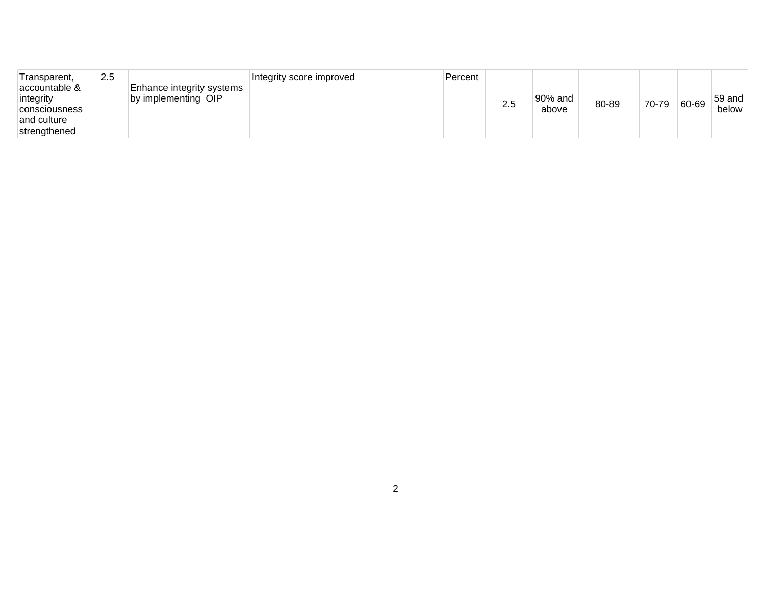| | | | | | | | | | | |
|---|---|---|---|---|---|---|---|---|---|---|
| Transparent, accountable & integrity consciousness and culture strengthened | 2.5 | Enhance integrity systems by implementing OIP | Integrity score improved | Percent | 2.5 | 90% and above | 80-89 | 70-79 | 60-69 | 59 and below |